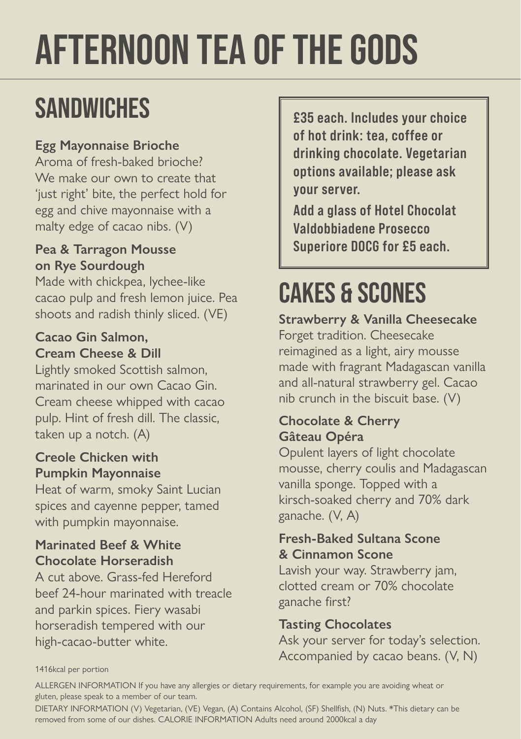# AFTERNOON TEA OF THE GODS

## SANDWICHES

**Egg Mayonnaise Brioche**
Aroma of fresh-baked brioche? We make our own to create that 'just right' bite, the perfect hold for egg and chive mayonnaise with a malty edge of cacao nibs. (V)

**Pea & Tarragon Mousse on Rye Sourdough**
Made with chickpea, lychee-like cacao pulp and fresh lemon juice. Pea shoots and radish thinly sliced. (VE)

**Cacao Gin Salmon, Cream Cheese & Dill**
Lightly smoked Scottish salmon, marinated in our own Cacao Gin. Cream cheese whipped with cacao pulp. Hint of fresh dill. The classic, taken up a notch. (A)

**Creole Chicken with Pumpkin Mayonnaise**
Heat of warm, smoky Saint Lucian spices and cayenne pepper, tamed with pumpkin mayonnaise.

**Marinated Beef & White Chocolate Horseradish**
A cut above. Grass-fed Hereford beef 24-hour marinated with treacle and parkin spices. Fiery wasabi horseradish tempered with our high-cacao-butter white.

**£35 each. Includes your choice of hot drink: tea, coffee or drinking chocolate. Vegetarian options available; please ask your server.**

**Add a glass of Hotel Chocolat Valdobbiadene Prosecco Superiore DOCG for £5 each.**

## CAKES & SCONES

**Strawberry & Vanilla Cheesecake**
Forget tradition. Cheesecake reimagined as a light, airy mousse made with fragrant Madagascan vanilla and all-natural strawberry gel. Cacao nib crunch in the biscuit base. (V)

**Chocolate & Cherry Gâteau Opéra**
Opulent layers of light chocolate mousse, cherry coulis and Madagascan vanilla sponge. Topped with a kirsch-soaked cherry and 70% dark ganache. (V, A)

**Fresh-Baked Sultana Scone & Cinnamon Scone**
Lavish your way. Strawberry jam, clotted cream or 70% chocolate ganache first?

**Tasting Chocolates**
Ask your server for today's selection. Accompanied by cacao beans. (V, N)

1416kcal per portion

ALLERGEN INFORMATION If you have any allergies or dietary requirements, for example you are avoiding wheat or gluten, please speak to a member of our team.
DIETARY INFORMATION (V) Vegetarian, (VE) Vegan, (A) Contains Alcohol, (SF) Shellfish, (N) Nuts. *This dietary can be removed from some of our dishes. CALORIE INFORMATION Adults need around 2000kcal a day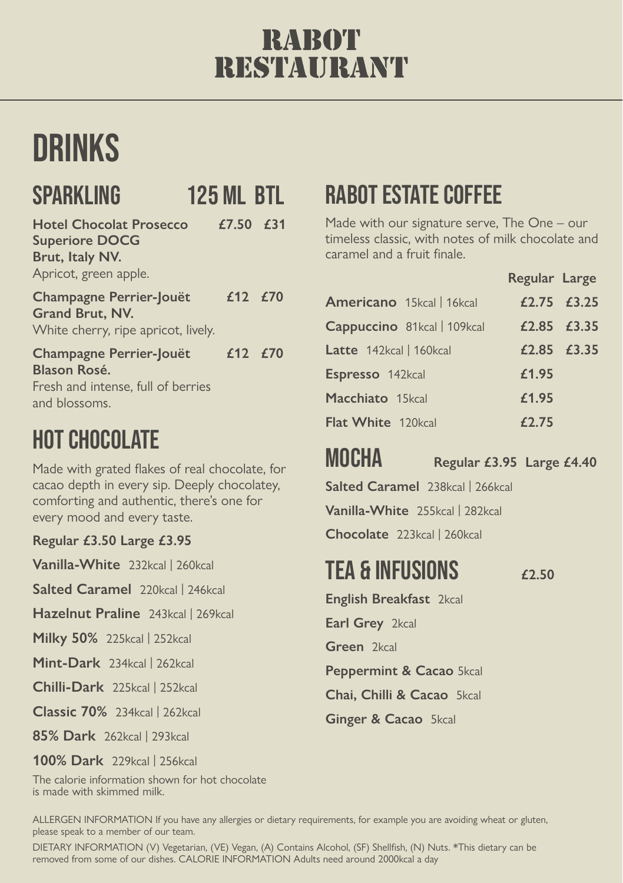# RABOT RESTAURANT

# DRINKS

## SPARKLING

| | 125 ML | BTL |
|---|---|---|
| **Hotel Chocolat Prosecco Superiore DOCG Brut, Italy NV.** Apricot, green apple. | £7.50 | £31 |
| **Champagne Perrier-Jouët Grand Brut, NV.** White cherry, ripe apricot, lively. | £12 | £70 |
| **Champagne Perrier-Jouët Blason Rosé.** Fresh and intense, full of berries and blossoms. | £12 | £70 |

## HOT CHOCOLATE

Made with grated flakes of real chocolate, for cacao depth in every sip. Deeply chocolatey, comforting and authentic, there's one for every mood and every taste.

**Regular £3.50 Large £3.95**

**Vanilla-White** 232kcal | 260kcal

**Salted Caramel** 220kcal | 246kcal

**Hazelnut Praline** 243kcal | 269kcal

**Milky 50%** 225kcal | 252kcal

**Mint-Dark** 234kcal | 262kcal

**Chilli-Dark** 225kcal | 252kcal

**Classic 70%** 234kcal | 262kcal

**85% Dark** 262kcal | 293kcal

**100% Dark** 229kcal | 256kcal

The calorie information shown for hot chocolate is made with skimmed milk.

## RABOT ESTATE COFFEE

Made with our signature serve, The One – our timeless classic, with notes of milk chocolate and caramel and a fruit finale.

| | Regular | Large |
|---|---|---|
| **Americano** 15kcal \| 16kcal | £2.75 | £3.25 |
| **Cappuccino** 81kcal \| 109kcal | £2.85 | £3.35 |
| **Latte** 142kcal \| 160kcal | £2.85 | £3.35 |
| **Espresso** 142kcal | £1.95 | |
| **Macchiato** 15kcal | £1.95 | |
| **Flat White** 120kcal | £2.75 | |

## MOCHA

**Regular £3.95 Large £4.40**

**Salted Caramel** 238kcal | 266kcal

**Vanilla-White** 255kcal | 282kcal

**Chocolate** 223kcal | 260kcal

## TEA & INFUSIONS

**£2.50**

**English Breakfast** 2kcal

**Earl Grey** 2kcal

**Green** 2kcal

**Peppermint & Cacao** 5kcal

**Chai, Chilli & Cacao** 5kcal

**Ginger & Cacao** 5kcal

ALLERGEN INFORMATION If you have any allergies or dietary requirements, for example you are avoiding wheat or gluten, please speak to a member of our team.

DIETARY INFORMATION (V) Vegetarian, (VE) Vegan, (A) Contains Alcohol, (SF) Shellfish, (N) Nuts. *This dietary can be removed from some of our dishes. CALORIE INFORMATION Adults need around 2000kcal a day